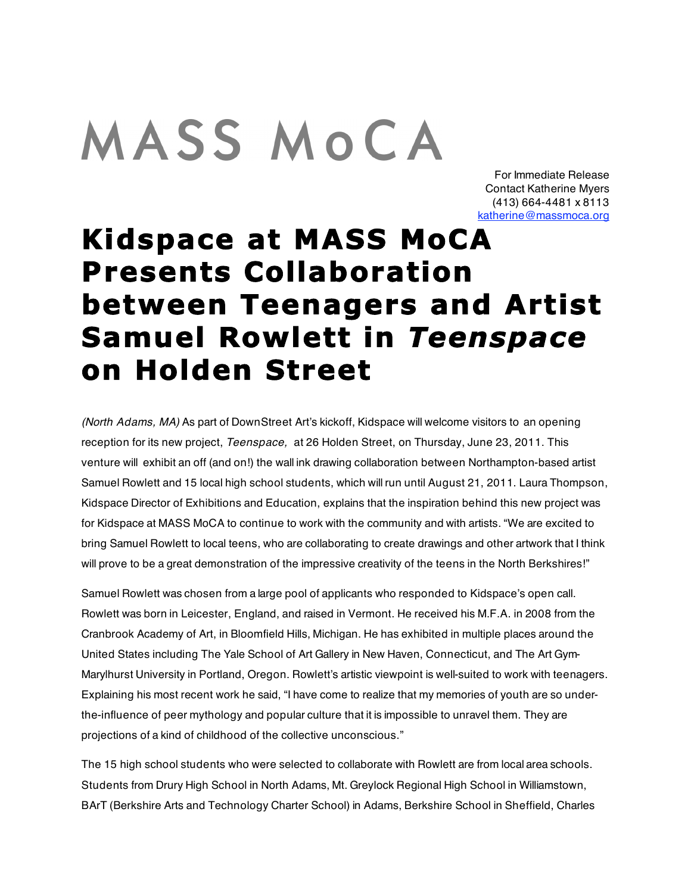MASS MoCA

For Immediate Release
Contact Katherine Myers
(413) 664-4481 x 8113
katherine@massmoca.org

# Kidspace at MASS MoCA Presents Collaboration between Teenagers and Artist Samuel Rowlett in *Teenspace* on Holden Street

*(North Adams, MA)* As part of DownStreet Art's kickoff, Kidspace will welcome visitors to an opening reception for its new project, *Teenspace,* at 26 Holden Street, on Thursday, June 23, 2011. This venture will exhibit an off (and on!) the wall ink drawing collaboration between Northampton-based artist Samuel Rowlett and 15 local high school students, which will run until August 21, 2011. Laura Thompson, Kidspace Director of Exhibitions and Education, explains that the inspiration behind this new project was for Kidspace at MASS MoCA to continue to work with the community and with artists. "We are excited to bring Samuel Rowlett to local teens, who are collaborating to create drawings and other artwork that I think will prove to be a great demonstration of the impressive creativity of the teens in the North Berkshires!"

Samuel Rowlett was chosen from a large pool of applicants who responded to Kidspace's open call. Rowlett was born in Leicester, England, and raised in Vermont. He received his M.F.A. in 2008 from the Cranbrook Academy of Art, in Bloomfield Hills, Michigan. He has exhibited in multiple places around the United States including The Yale School of Art Gallery in New Haven, Connecticut, and The Art Gym-Marylhurst University in Portland, Oregon. Rowlett's artistic viewpoint is well-suited to work with teenagers. Explaining his most recent work he said, "I have come to realize that my memories of youth are so under-the-influence of peer mythology and popular culture that it is impossible to unravel them. They are projections of a kind of childhood of the collective unconscious."

The 15 high school students who were selected to collaborate with Rowlett are from local area schools. Students from Drury High School in North Adams, Mt. Greylock Regional High School in Williamstown, BArT (Berkshire Arts and Technology Charter School) in Adams, Berkshire School in Sheffield, Charles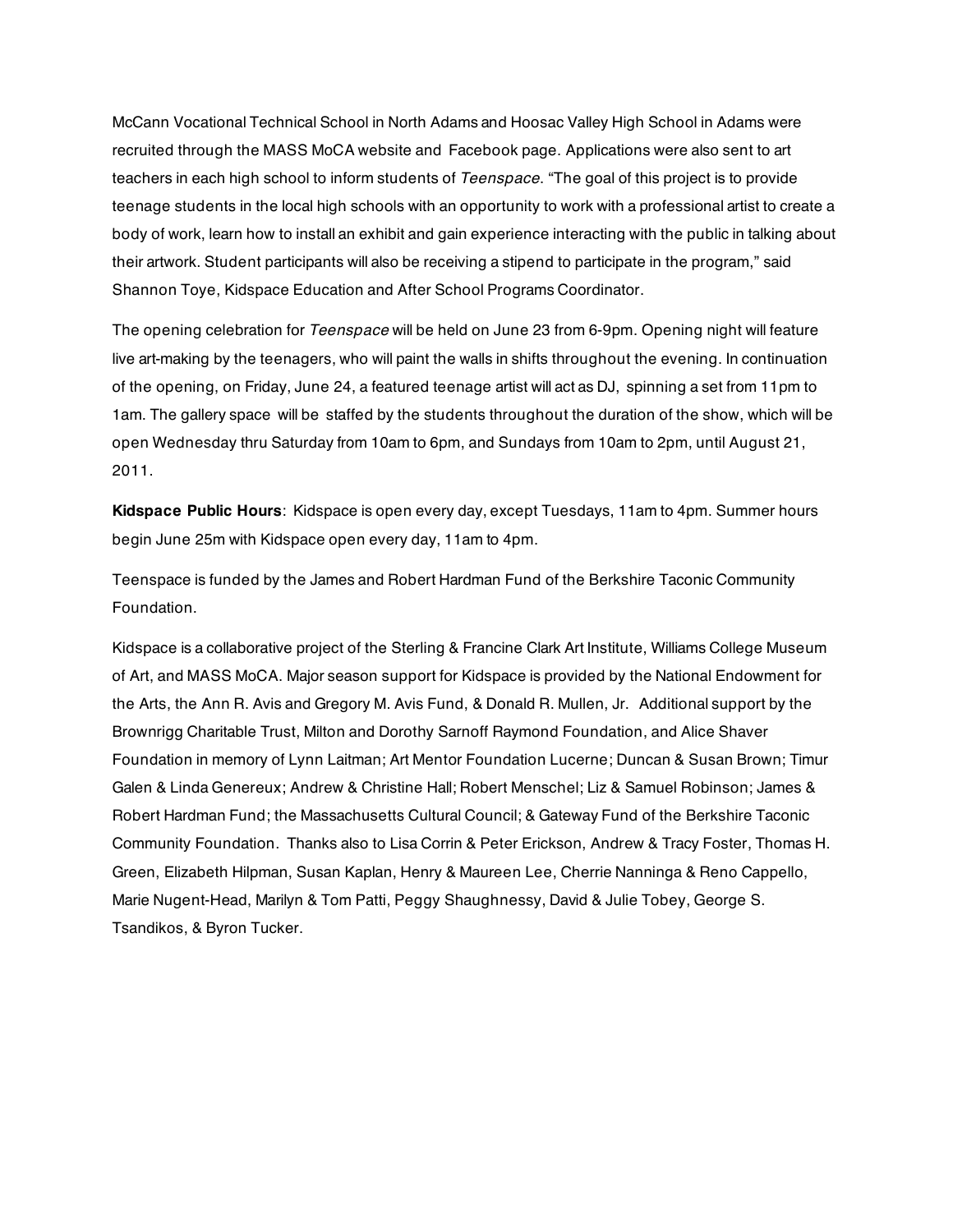McCann Vocational Technical School in North Adams and Hoosac Valley High School in Adams were recruited through the MASS MoCA website and Facebook page. Applications were also sent to art teachers in each high school to inform students of *Teenspace.* "The goal of this project is to provide teenage students in the local high schools with an opportunity to work with a professional artist to create a body of work, learn how to install an exhibit and gain experience interacting with the public in talking about their artwork. Student participants will also be receiving a stipend to participate in the program," said Shannon Toye, Kidspace Education and After School Programs Coordinator.

The opening celebration for *Teenspace* will be held on June 23 from 6-9pm. Opening night will feature live art-making by the teenagers, who will paint the walls in shifts throughout the evening. In continuation of the opening, on Friday, June 24, a featured teenage artist will act as DJ, spinning a set from 11pm to 1am. The gallery space will be staffed by the students throughout the duration of the show, which will be open Wednesday thru Saturday from 10am to 6pm, and Sundays from 10am to 2pm, until August 21, 2011.

**Kidspace Public Hours**: Kidspace is open every day, except Tuesdays, 11am to 4pm. Summer hours begin June 25m with Kidspace open every day, 11am to 4pm.

Teenspace is funded by the James and Robert Hardman Fund of the Berkshire Taconic Community Foundation.

Kidspace is a collaborative project of the Sterling & Francine Clark Art Institute, Williams College Museum of Art, and MASS MoCA. Major season support for Kidspace is provided by the National Endowment for the Arts, the Ann R. Avis and Gregory M. Avis Fund, & Donald R. Mullen, Jr. Additional support by the Brownrigg Charitable Trust, Milton and Dorothy Sarnoff Raymond Foundation, and Alice Shaver Foundation in memory of Lynn Laitman; Art Mentor Foundation Lucerne; Duncan & Susan Brown; Timur Galen & Linda Genereux; Andrew & Christine Hall; Robert Menschel; Liz & Samuel Robinson; James & Robert Hardman Fund; the Massachusetts Cultural Council; & Gateway Fund of the Berkshire Taconic Community Foundation. Thanks also to Lisa Corrin & Peter Erickson, Andrew & Tracy Foster, Thomas H. Green, Elizabeth Hilpman, Susan Kaplan, Henry & Maureen Lee, Cherrie Nanninga & Reno Cappello, Marie Nugent-Head, Marilyn & Tom Patti, Peggy Shaughnessy, David & Julie Tobey, George S. Tsandikos, & Byron Tucker.